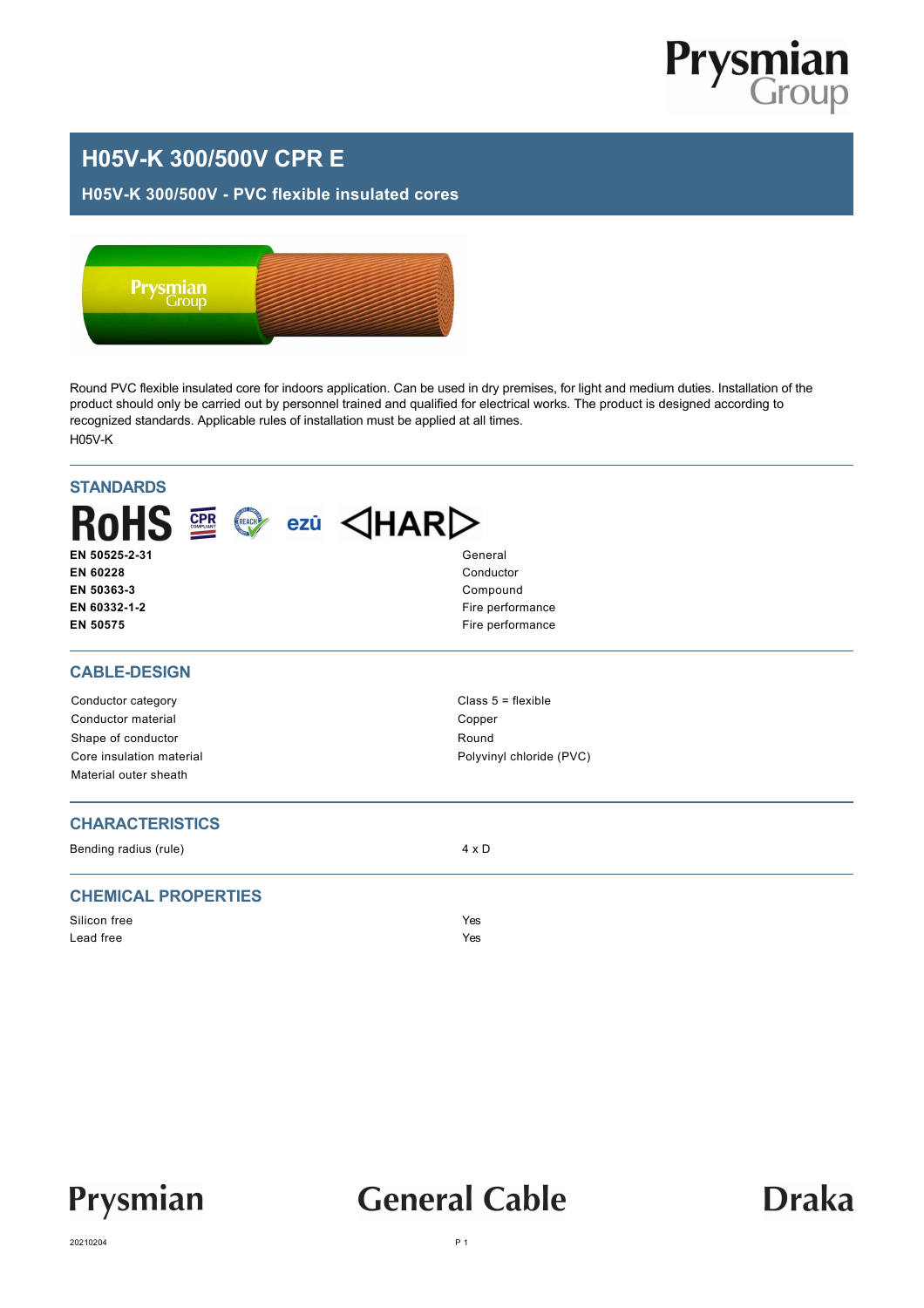# H05V-K 300/500V CPR E

## H05V-K 300/500V - PVC flexible insulated cores

Round PVC flexible insulated core for indoors application. Can be used in dry premises, for light and medium duties. Installation of the product should only be carried out by personnel trained and qualified for electrical works. The product is designed according to recognized standards. Applicable rules of installation must be applied at all times.

H05V-K

## STANDARDS

| | |
|---|---|
| **EN 50525-2-31** | General |
| **EN 60228** | Conductor |
| **EN 50363-3** | Compound |
| **EN 60332-1-2** | Fire performance |
| **EN 50575** | Fire performance |

## CABLE-DESIGN

| | |
|---|---|
| Conductor category | Class 5 = flexible |
| Conductor material | Copper |
| Shape of conductor | Round |
| Core insulation material | Polyvinyl chloride (PVC) |
| Material outer sheath | |

## CHARACTERISTICS

| | |
|---|---|
| Bending radius (rule) | 4 x D |

## CHEMICAL PROPERTIES

| | |
|---|---|
| Silicon free | Yes |
| Lead free | Yes |

20210204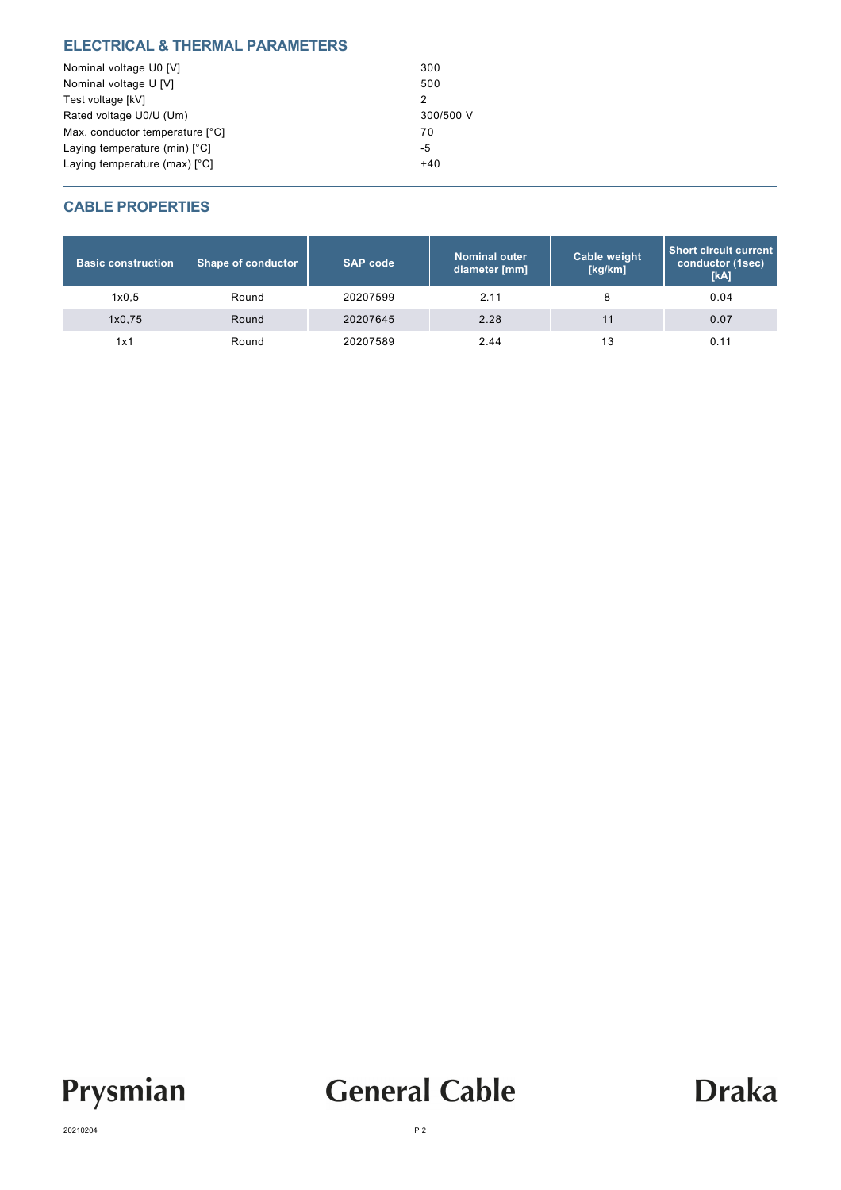## ELECTRICAL & THERMAL PARAMETERS

| | |
|---|---|
| Nominal voltage U0 [V] | 300 |
| Nominal voltage U [V] | 500 |
| Test voltage [kV] | 2 |
| Rated voltage U0/U (Um) | 300/500 V |
| Max. conductor temperature [°C] | 70 |
| Laying temperature (min) [°C] | -5 |
| Laying temperature (max) [°C] | +40 |

## CABLE PROPERTIES

| Basic construction | Shape of conductor | SAP code | Nominal outer diameter [mm] | Cable weight [kg/km] | Short circuit current conductor (1sec) [kA] |
|---|---|---|---|---|---|
| 1x0,5 | Round | 20207599 | 2.11 | 8 | 0.04 |
| 1x0,75 | Round | 20207645 | 2.28 | 11 | 0.07 |
| 1x1 | Round | 20207589 | 2.44 | 13 | 0.11 |

Prysmian General Cable Draka

20210204